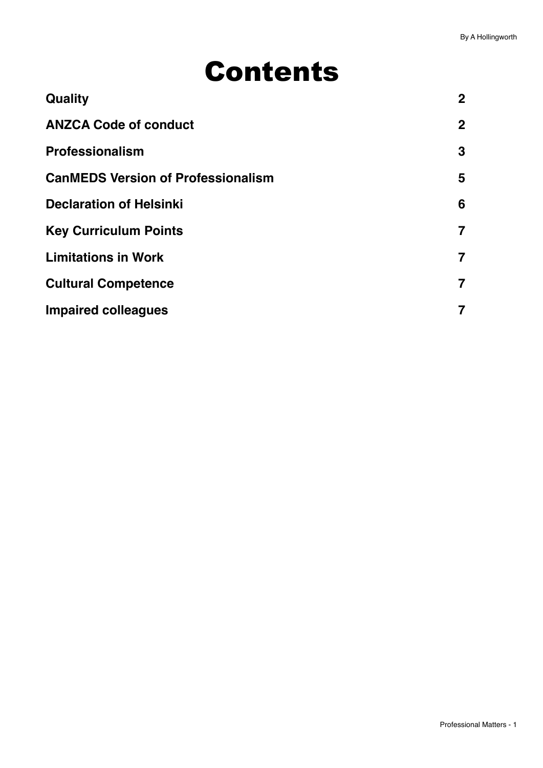# Contents

| | |
|---|---|
| **Quality** | **2** |
| **ANZCA Code of conduct** | **2** |
| **Professionalism** | **3** |
| **CanMEDS Version of Professionalism** | **5** |
| **Declaration of Helsinki** | **6** |
| **Key Curriculum Points** | **7** |
| **Limitations in Work** | **7** |
| **Cultural Competence** | **7** |
| **Impaired colleagues** | **7** |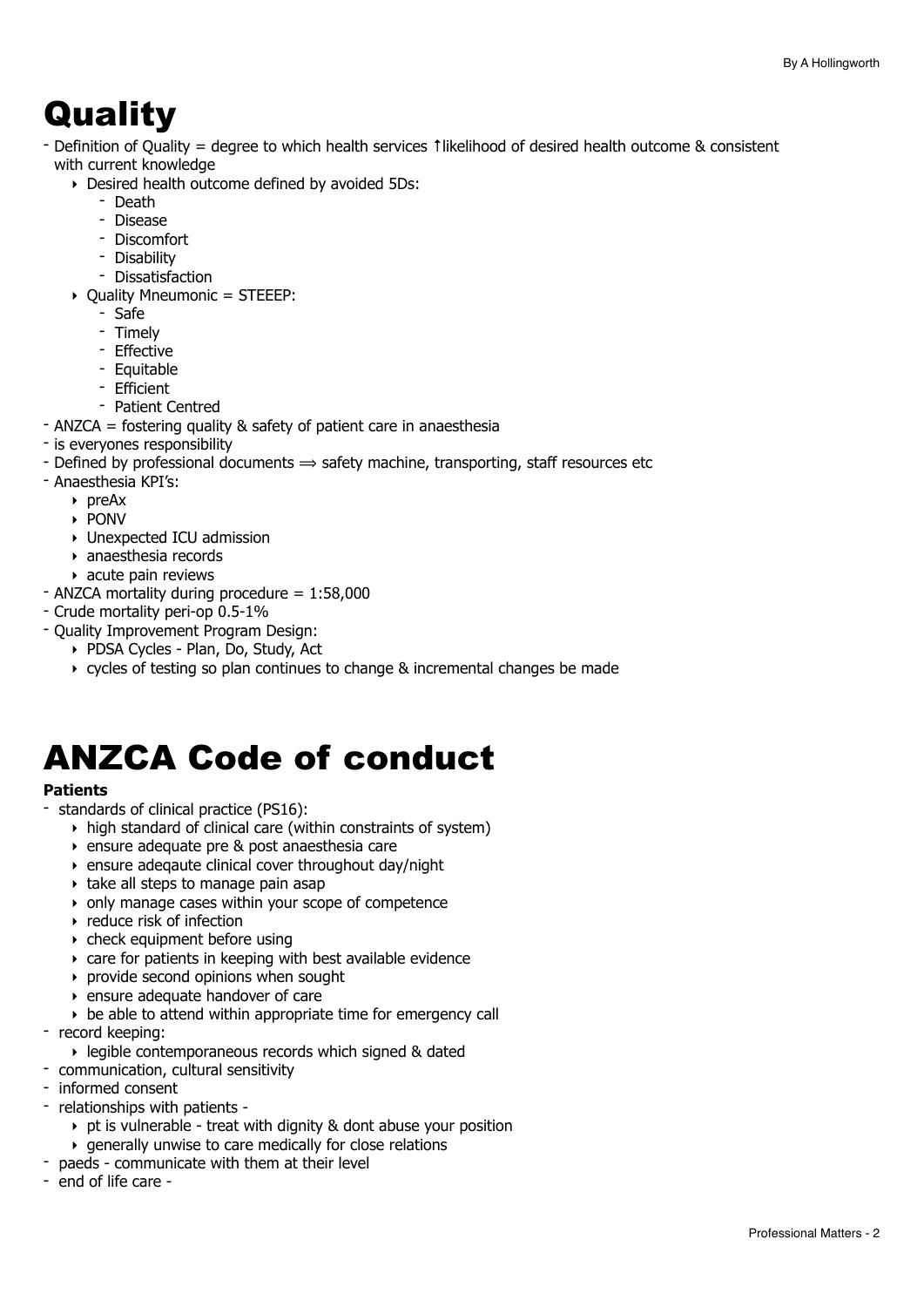# Quality

- Definition of Quality = degree to which health services ↑likelihood of desired health outcome & consistent with current knowledge
    - Desired health outcome defined by avoided 5Ds:
        - Death
        - Disease
        - Discomfort
        - Disability
        - Dissatisfaction
    - Quality Mneumonic = STEEEP:
        - Safe
        - Timely
        - Effective
        - Equitable
        - Efficient
        - Patient Centred
- ANZCA = fostering quality & safety of patient care in anaesthesia
- is everyones responsibility
- Defined by professional documents ⟹ safety machine, transporting, staff resources etc
- Anaesthesia KPI's:
    - preAx
    - PONV
    - Unexpected ICU admission
    - anaesthesia records
    - acute pain reviews
- ANZCA mortality during procedure = 1:58,000
- Crude mortality peri-op 0.5-1%
- Quality Improvement Program Design:
    - PDSA Cycles - Plan, Do, Study, Act
    - cycles of testing so plan continues to change & incremental changes be made

# ANZCA Code of conduct

**Patients**

- standards of clinical practice (PS16):
    - high standard of clinical care (within constraints of system)
    - ensure adequate pre & post anaesthesia care
    - ensure adeqaute clinical cover throughout day/night
    - take all steps to manage pain asap
    - only manage cases within your scope of competence
    - reduce risk of infection
    - check equipment before using
    - care for patients in keeping with best available evidence
    - provide second opinions when sought
    - ensure adequate handover of care
    - be able to attend within appropriate time for emergency call
- record keeping:
    - legible contemporaneous records which signed & dated
- communication, cultural sensitivity
- informed consent
- relationships with patients -
    - pt is vulnerable - treat with dignity & dont abuse your position
    - generally unwise to care medically for close relations
- paeds - communicate with them at their level
- end of life care -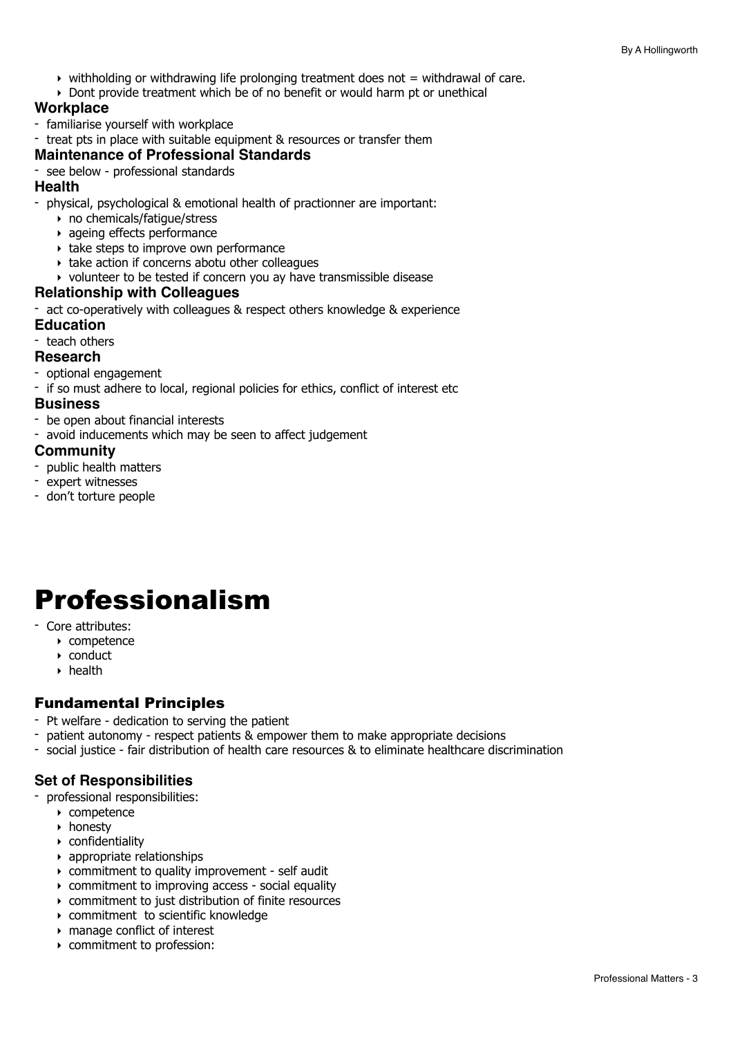- withholding or withdrawing life prolonging treatment does not = withdrawal of care.
- Dont provide treatment which be of no benefit or would harm pt or unethical

### Workplace

- familiarise yourself with workplace
- treat pts in place with suitable equipment & resources or transfer them

### Maintenance of Professional Standards

- see below - professional standards

### Health

- physical, psychological & emotional health of practionner are important:
    - no chemicals/fatigue/stress
    - ageing effects performance
    - take steps to improve own performance
    - take action if concerns abotu other colleagues
    - volunteer to be tested if concern you ay have transmissible disease

### Relationship with Colleagues

- act co-operatively with colleagues & respect others knowledge & experience

### Education

- teach others

### Research

- optional engagement
- if so must adhere to local, regional policies for ethics, conflict of interest etc

### Business

- be open about financial interests
- avoid inducements which may be seen to affect judgement

### Community

- public health matters
- expert witnesses
- don't torture people

# Professionalism

- Core attributes:
    - competence
    - conduct
    - health

## Fundamental Principles

- Pt welfare - dedication to serving the patient
- patient autonomy - respect patients & empower them to make appropriate decisions
- social justice - fair distribution of health care resources & to eliminate healthcare discrimination

### Set of Responsibilities

- professional responsibilities:
    - competence
    - honesty
    - confidentiality
    - appropriate relationships
    - commitment to quality improvement - self audit
    - commitment to improving access - social equality
    - commitment to just distribution of finite resources
    - commitment to scientific knowledge
    - manage conflict of interest
    - commitment to profession: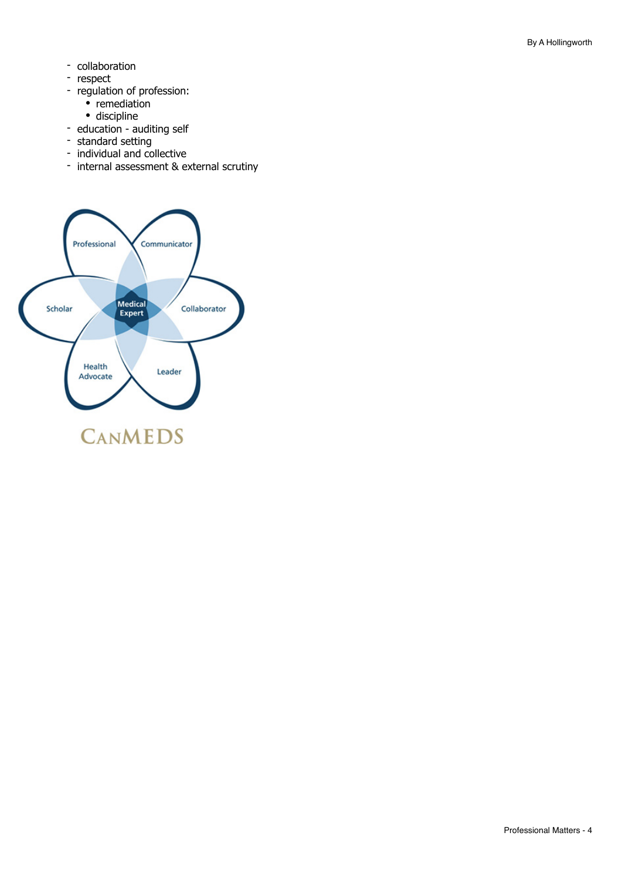- collaboration
- respect
- regulation of profession:
    - remediation
    - discipline
- education - auditing self
- standard setting
- individual and collective
- internal assessment & external scrutiny

Professional
Communicator
Scholar
Medical Expert
Collaborator
Health Advocate
Leader

CANMEDS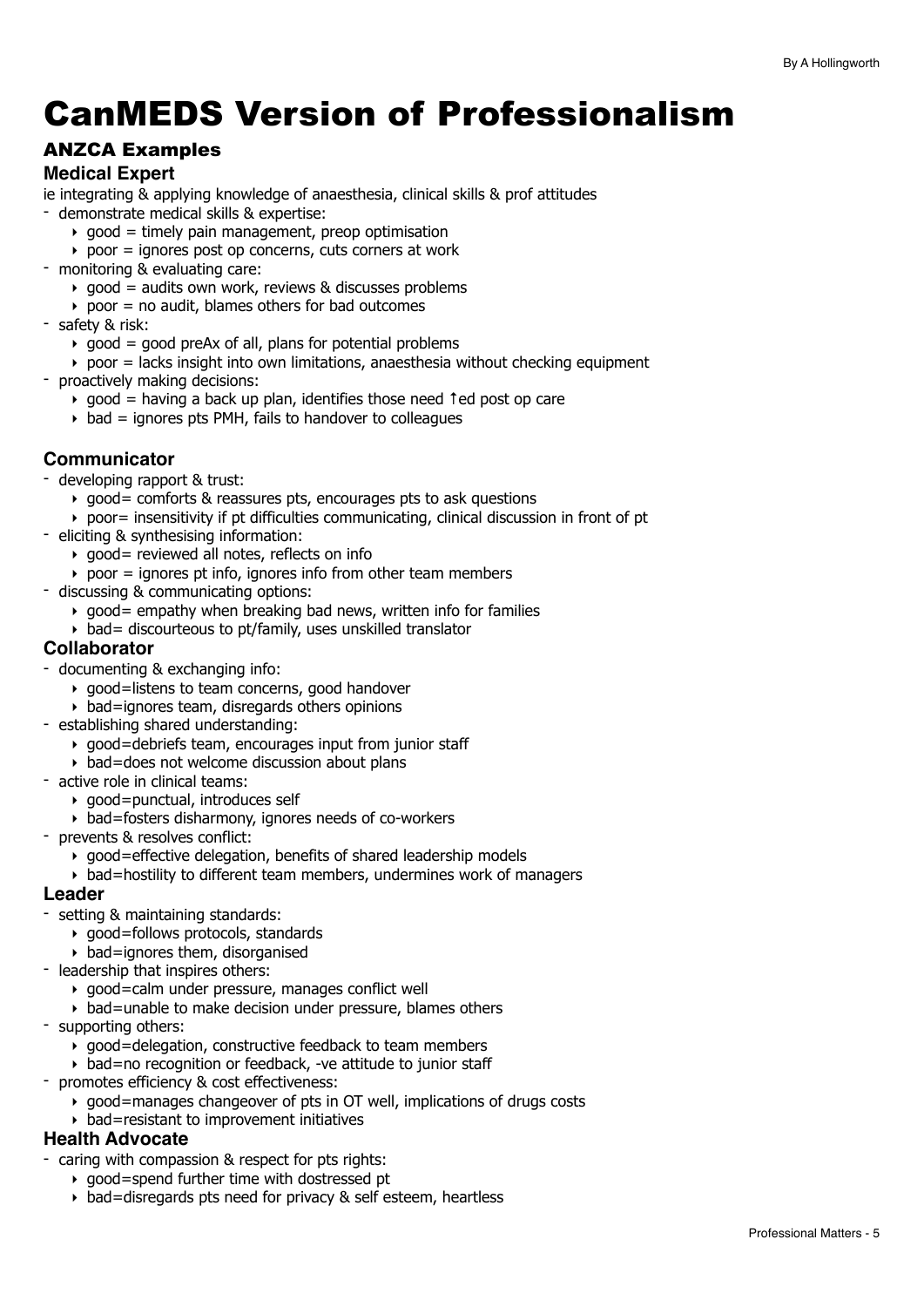# CanMEDS Version of Professionalism

## ANZCA Examples

### Medical Expert

ie integrating & applying knowledge of anaesthesia, clinical skills & prof attitudes

- demonstrate medical skills & expertise:
    - good = timely pain management, preop optimisation
    - poor = ignores post op concerns, cuts corners at work
- monitoring & evaluating care:
    - good = audits own work, reviews & discusses problems
    - poor = no audit, blames others for bad outcomes
- safety & risk:
    - good = good preAx of all, plans for potential problems
    - poor = lacks insight into own limitations, anaesthesia without checking equipment
- proactively making decisions:
    - good = having a back up plan, identifies those need ↑ed post op care
    - bad = ignores pts PMH, fails to handover to colleagues

### Communicator

- developing rapport & trust:
    - good= comforts & reassures pts, encourages pts to ask questions
    - poor= insensitivity if pt difficulties communicating, clinical discussion in front of pt
- eliciting & synthesising information:
    - good= reviewed all notes, reflects on info
    - poor = ignores pt info, ignores info from other team members
- discussing & communicating options:
    - good= empathy when breaking bad news, written info for families
    - bad= discourteous to pt/family, uses unskilled translator

### Collaborator

- documenting & exchanging info:
    - good=listens to team concerns, good handover
    - bad=ignores team, disregards others opinions
- establishing shared understanding:
    - good=debriefs team, encourages input from junior staff
    - bad=does not welcome discussion about plans
- active role in clinical teams:
    - good=punctual, introduces self
    - bad=fosters disharmony, ignores needs of co-workers
- prevents & resolves conflict:
    - good=effective delegation, benefits of shared leadership models
    - bad=hostility to different team members, undermines work of managers

### Leader

- setting & maintaining standards:
    - good=follows protocols, standards
    - bad=ignores them, disorganised
- leadership that inspires others:
    - good=calm under pressure, manages conflict well
    - bad=unable to make decision under pressure, blames others
- supporting others:
    - good=delegation, constructive feedback to team members
    - bad=no recognition or feedback, -ve attitude to junior staff
- promotes efficiency & cost effectiveness:
    - good=manages changeover of pts in OT well, implications of drugs costs
    - bad=resistant to improvement initiatives

### Health Advocate

- caring with compassion & respect for pts rights:
    - good=spend further time with dostressed pt
    - bad=disregards pts need for privacy & self esteem, heartless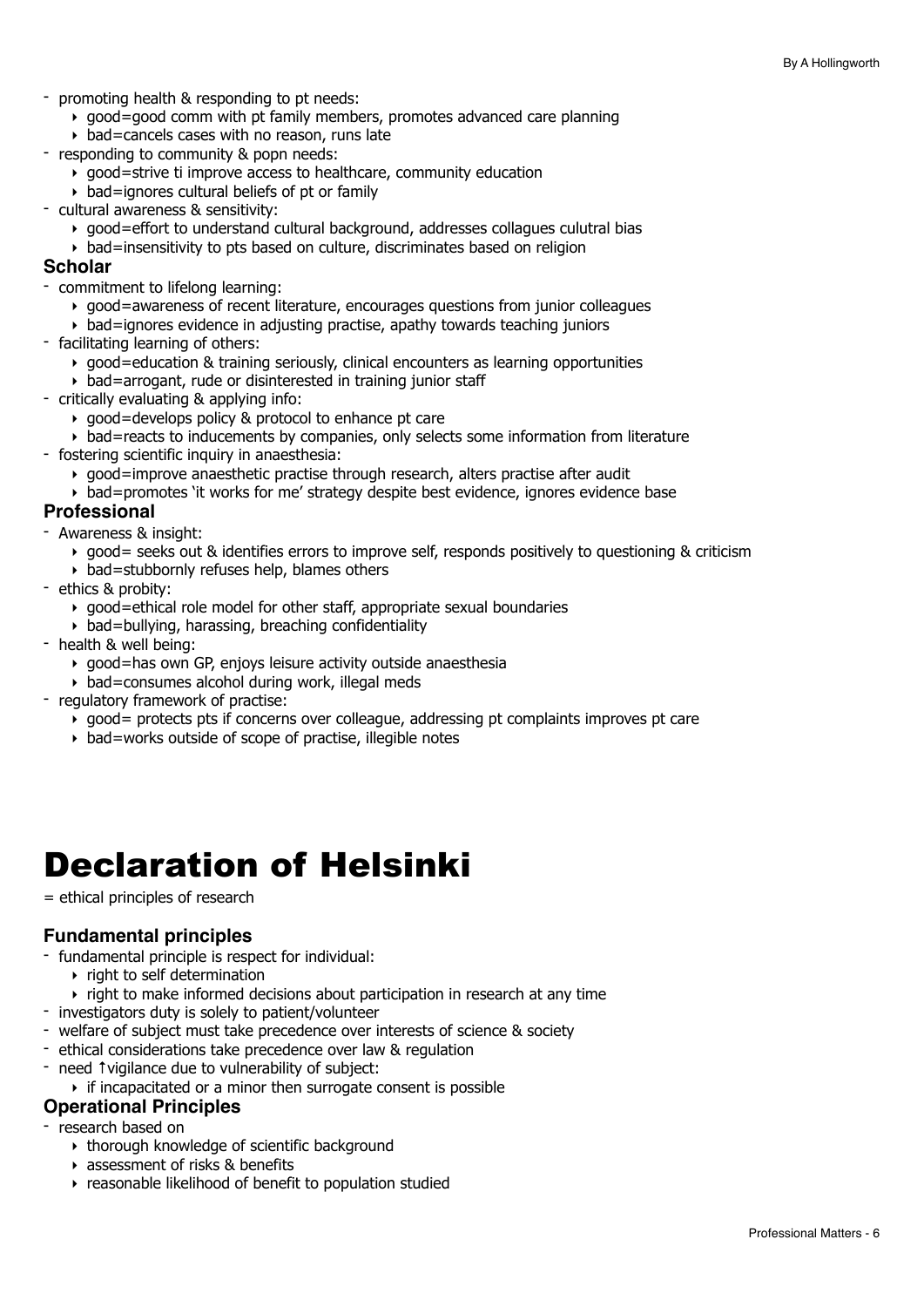- promoting health & responding to pt needs:
    - good=good comm with pt family members, promotes advanced care planning
    - bad=cancels cases with no reason, runs late
- responding to community & popn needs:
    - good=strive ti improve access to healthcare, community education
    - bad=ignores cultural beliefs of pt or family
- cultural awareness & sensitivity:
    - good=effort to understand cultural background, addresses collagues culutral bias
    - bad=insensitivity to pts based on culture, discriminates based on religion

### Scholar

- commitment to lifelong learning:
    - good=awareness of recent literature, encourages questions from junior colleagues
    - bad=ignores evidence in adjusting practise, apathy towards teaching juniors
- facilitating learning of others:
    - good=education & training seriously, clinical encounters as learning opportunities
    - bad=arrogant, rude or disinterested in training junior staff
- critically evaluating & applying info:
    - good=develops policy & protocol to enhance pt care
    - bad=reacts to inducements by companies, only selects some information from literature
- fostering scientific inquiry in anaesthesia:
    - good=improve anaesthetic practise through research, alters practise after audit
    - bad=promotes 'it works for me' strategy despite best evidence, ignores evidence base

### Professional

- Awareness & insight:
    - good= seeks out & identifies errors to improve self, responds positively to questioning & criticism
    - bad=stubbornly refuses help, blames others
- ethics & probity:
    - good=ethical role model for other staff, appropriate sexual boundaries
    - bad=bullying, harassing, breaching confidentiality
- health & well being:
    - good=has own GP, enjoys leisure activity outside anaesthesia
    - bad=consumes alcohol during work, illegal meds
- regulatory framework of practise:
    - good= protects pts if concerns over colleague, addressing pt complaints improves pt care
    - bad=works outside of scope of practise, illegible notes

# Declaration of Helsinki

= ethical principles of research

### Fundamental principles

- fundamental principle is respect for individual:
    - right to self determination
    - right to make informed decisions about participation in research at any time
- investigators duty is solely to patient/volunteer
- welfare of subject must take precedence over interests of science & society
- ethical considerations take precedence over law & regulation
- need ↑vigilance due to vulnerability of subject:
    - if incapacitated or a minor then surrogate consent is possible

### Operational Principles

- research based on
    - thorough knowledge of scientific background
    - assessment of risks & benefits
    - reasonable likelihood of benefit to population studied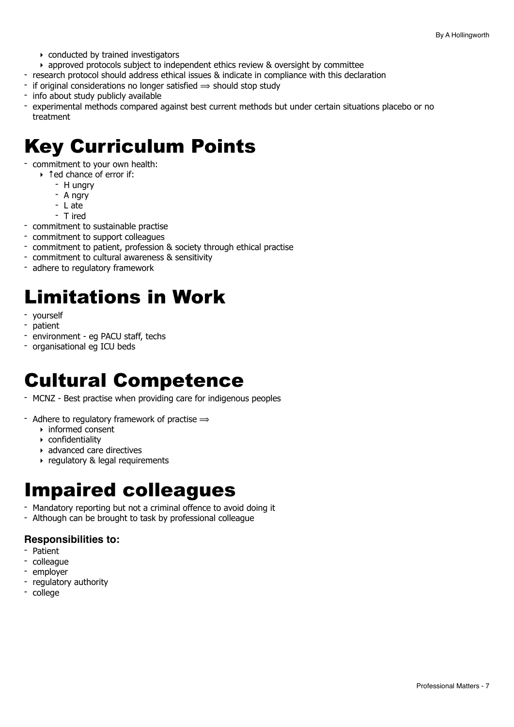- conducted by trained investigators
- approved protocols subject to independent ethics review & oversight by committee

- research protocol should address ethical issues & indicate in compliance with this declaration
- if original considerations no longer satisfied ⟹ should stop study
- info about study publicly available
- experimental methods compared against best current methods but under certain situations placebo or no treatment

# Key Curriculum Points

- commitment to your own health:
  - ↑ed chance of error if:
    - H ungry
    - A ngry
    - L ate
    - T ired
- commitment to sustainable practise
- commitment to support colleagues
- commitment to patient, profession & society through ethical practise
- commitment to cultural awareness & sensitivity
- adhere to regulatory framework

# Limitations in Work

- yourself
- patient
- environment - eg PACU staff, techs
- organisational eg ICU beds

# Cultural Competence

- MCNZ - Best practise when providing care for indigenous peoples

- Adhere to regulatory framework of practise ⟹
  - informed consent
  - confidentiality
  - advanced care directives
  - regulatory & legal requirements

# Impaired colleagues

- Mandatory reporting but not a criminal offence to avoid doing it
- Although can be brought to task by professional colleague

### Responsibilities to:

- Patient
- colleague
- employer
- regulatory authority
- college